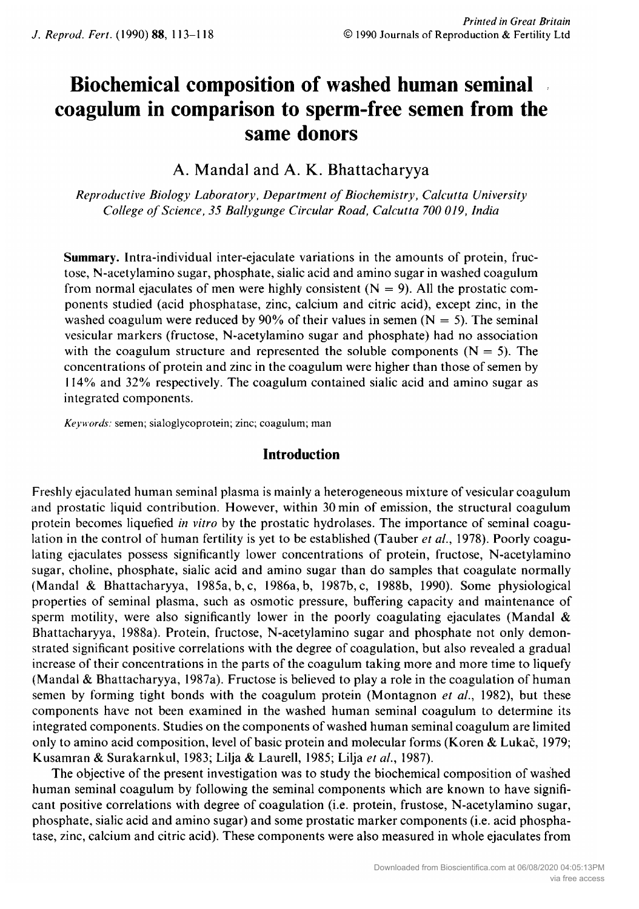# Biochemical composition of washed human seminal coagulum in comparison to sperm-free semen from the same donors

A. Mandal and A. K. Bhattacharyya

*Reproductive Biology Laboratory, Department of Biochemistry, Calcutta University College of Science, 35 Ballygunge Circular Road, Calcutta 700 019, India*

**Summary.** Intra-individual inter-ejaculate variations in the amounts of protein, fructose, N-acetylamino sugar, phosphate, sialic acid and amino sugar in washed coagulum from normal ejaculates of men were highly consistent ($N = 9$). All the prostatic components studied (acid phosphatase, zinc, calcium and citric acid), except zinc, in the washed coagulum were reduced by 90% of their values in semen ($N = 5$). The seminal vesicular markers (fructose, N-acetylamino sugar and phosphate) had no association with the coagulum structure and represented the soluble components ($N = 5$). The concentrations of protein and zinc in the coagulum were higher than those of semen by 114% and 32% respectively. The coagulum contained sialic acid and amino sugar as integrated components.

*Keywords:* semen; sialoglycoprotein; zinc; coagulum; man

## Introduction

Freshly ejaculated human seminal plasma is mainly a heterogeneous mixture of vesicular coagulum and prostatic liquid contribution. However, within 30 min of emission, the structural coagulum protein becomes liquefied *in vitro* by the prostatic hydrolases. The importance of seminal coagulation in the control of human fertility is yet to be established (Tauber *et al.*, 1978). Poorly coagulating ejaculates possess significantly lower concentrations of protein, fructose, N-acetylamino sugar, choline, phosphate, sialic acid and amino sugar than do samples that coagulate normally (Mandal & Bhattacharyya, 1985a, b, c, 1986a, b, 1987b, c, 1988b, 1990). Some physiological properties of seminal plasma, such as osmotic pressure, buffering capacity and maintenance of sperm motility, were also significantly lower in the poorly coagulating ejaculates (Mandal & Bhattacharyya, 1988a). Protein, fructose, N-acetylamino sugar and phosphate not only demonstrated significant positive correlations with the degree of coagulation, but also revealed a gradual increase of their concentrations in the parts of the coagulum taking more and more time to liquefy (Mandal & Bhattacharyya, 1987a). Fructose is believed to play a role in the coagulation of human semen by forming tight bonds with the coagulum protein (Montagnon *et al.*, 1982), but these components have not been examined in the washed human seminal coagulum to determine its integrated components. Studies on the components of washed human seminal coagulum are limited only to amino acid composition, level of basic protein and molecular forms (Koren & Lukač, 1979; Kusamran & Surakarnkul, 1983; Lilja & Laurell, 1985; Lilja *et al.*, 1987).

The objective of the present investigation was to study the biochemical composition of washed human seminal coagulum by following the seminal components which are known to have significant positive correlations with degree of coagulation (i.e. protein, frustose, N-acetylamino sugar, phosphate, sialic acid and amino sugar) and some prostatic marker components (i.e. acid phosphatase, zinc, calcium and citric acid). These components were also measured in whole ejaculates from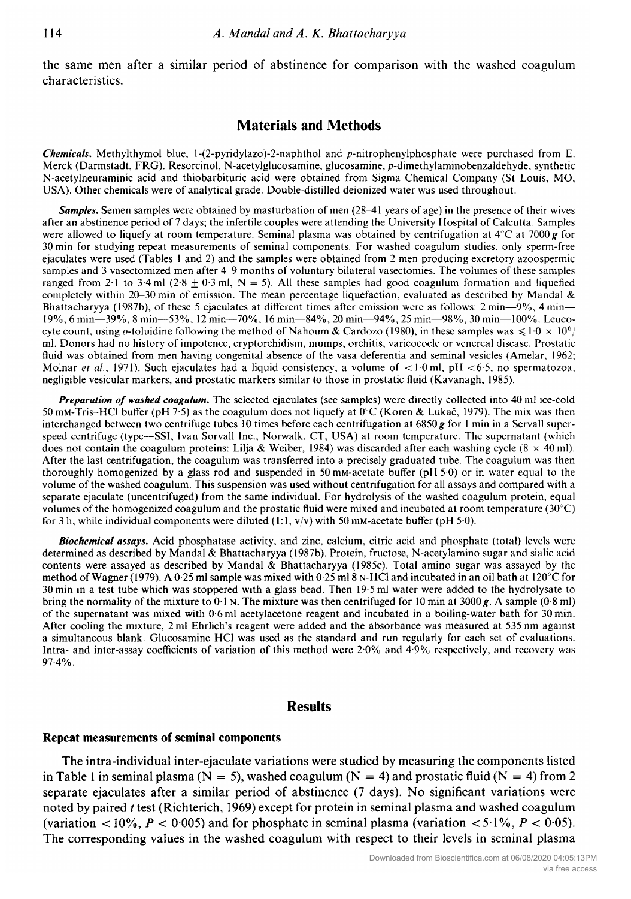the same men after a similar period of abstinence for comparison with the washed coagulum characteristics.

## Materials and Methods

***Chemicals.*** Methylthymol blue, 1-(2-pyridylazo)-2-naphthol and *p*-nitrophenylphosphate were purchased from E. Merck (Darmstadt, FRG). Resorcinol, N-acetylglucosamine, glucosamine, *p*-dimethylaminobenzaldehyde, synthetic N-acetylneuraminic acid and thiobarbituric acid were obtained from Sigma Chemical Company (St Louis, MO, USA). Other chemicals were of analytical grade. Double-distilled deionized water was used throughout.

***Samples.*** Semen samples were obtained by masturbation of men (28–41 years of age) in the presence of their wives after an abstinence period of 7 days; the infertile couples were attending the University Hospital of Calcutta. Samples were allowed to liquefy at room temperature. Seminal plasma was obtained by centrifugation at 4°C at 7000 ***g*** for 30 min for studying repeat measurements of seminal components. For washed coagulum studies, only sperm-free ejaculates were used (Tables 1 and 2) and the samples were obtained from 2 men producing excretory azoospermic samples and 3 vasectomized men after 4–9 months of voluntary bilateral vasectomies. The volumes of these samples ranged from 2·1 to 3·4 ml (2·8 ± 0·3 ml, N = 5). All these samples had good coagulum formation and liquefied completely within 20–30 min of emission. The mean percentage liquefaction, evaluated as described by Mandal & Bhattacharyya (1987b), of these 5 ejaculates at different times after emission were as follows: 2 min—9%, 4 min—19%, 6 min—39%, 8 min—53%, 12 min—70%, 16 min—84%, 20 min—94%, 25 min—98%, 30 min—100%. Leucocyte count, using *o*-toluidine following the method of Nahoum & Cardozo (1980), in these samples was $\leq 1{\cdot}0 \times 10^6$/ml. Donors had no history of impotence, cryptorchidism, mumps, orchitis, varicocoele or venereal disease. Prostatic fluid was obtained from men having congenital absence of the vasa deferentia and seminal vesicles (Amelar, 1962; Molnar *et al.*, 1971). Such ejaculates had a liquid consistency, a volume of < 1·0 ml, pH < 6·5, no spermatozoa, negligible vesicular markers, and prostatic markers similar to those in prostatic fluid (Kavanagh, 1985).

***Preparation of washed coagulum.*** The selected ejaculates (see samples) were directly collected into 40 ml ice-cold 50 mM-Tris–HCl buffer (pH 7·5) as the coagulum does not liquefy at 0°C (Koren & Lukač, 1979). The mix was then interchanged between two centrifuge tubes 10 times before each centrifugation at 6850 ***g*** for 1 min in a Servall superspeed centrifuge (type—SSI, Ivan Sorvall Inc., Norwalk, CT, USA) at room temperature. The supernatant (which does not contain the coagulum proteins: Lilja & Weiber, 1984) was discarded after each washing cycle (8 × 40 ml). After the last centrifugation, the coagulum was transferred into a precisely graduated tube. The coagulum was then thoroughly homogenized by a glass rod and suspended in 50 mM-acetate buffer (pH 5·0) or in water equal to the volume of the washed coagulum. This suspension was used without centrifugation for all assays and compared with a separate ejaculate (uncentrifuged) from the same individual. For hydrolysis of the washed coagulum protein, equal volumes of the homogenized coagulum and the prostatic fluid were mixed and incubated at room temperature (30°C) for 3 h, while individual components were diluted (1:1, v/v) with 50 mM-acetate buffer (pH 5·0).

***Biochemical assays.*** Acid phosphatase activity, and zinc, calcium, citric acid and phosphate (total) levels were determined as described by Mandal & Bhattacharyya (1987b). Protein, fructose, N-acetylamino sugar and sialic acid contents were assayed as described by Mandal & Bhattacharyya (1985c). Total amino sugar was assayed by the method of Wagner (1979). A 0·25 ml sample was mixed with 0·25 ml 8 N-HCl and incubated in an oil bath at 120°C for 30 min in a test tube which was stoppered with a glass bead. Then 19·5 ml water were added to the hydrolysate to bring the normality of the mixture to 0·1 N. The mixture was then centrifuged for 10 min at 3000 ***g***. A sample (0·8 ml) of the supernatant was mixed with 0·6 ml acetylacetone reagent and incubated in a boiling-water bath for 30 min. After cooling the mixture, 2 ml Ehrlich's reagent were added and the absorbance was measured at 535 nm against a simultaneous blank. Glucosamine HCl was used as the standard and run regularly for each set of evaluations. Intra- and inter-assay coefficients of variation of this method were 2·0% and 4·9% respectively, and recovery was 97·4%.

## Results

### Repeat measurements of seminal components

The intra-individual inter-ejaculate variations were studied by measuring the components listed in Table 1 in seminal plasma (N = 5), washed coagulum (N = 4) and prostatic fluid (N = 4) from 2 separate ejaculates after a similar period of abstinence (7 days). No significant variations were noted by paired *t* test (Richterich, 1969) except for protein in seminal plasma and washed coagulum (variation < 10%, $P < 0{\cdot}005$) and for phosphate in seminal plasma (variation < 5·1%, $P < 0{\cdot}05$). The corresponding values in the washed coagulum with respect to their levels in seminal plasma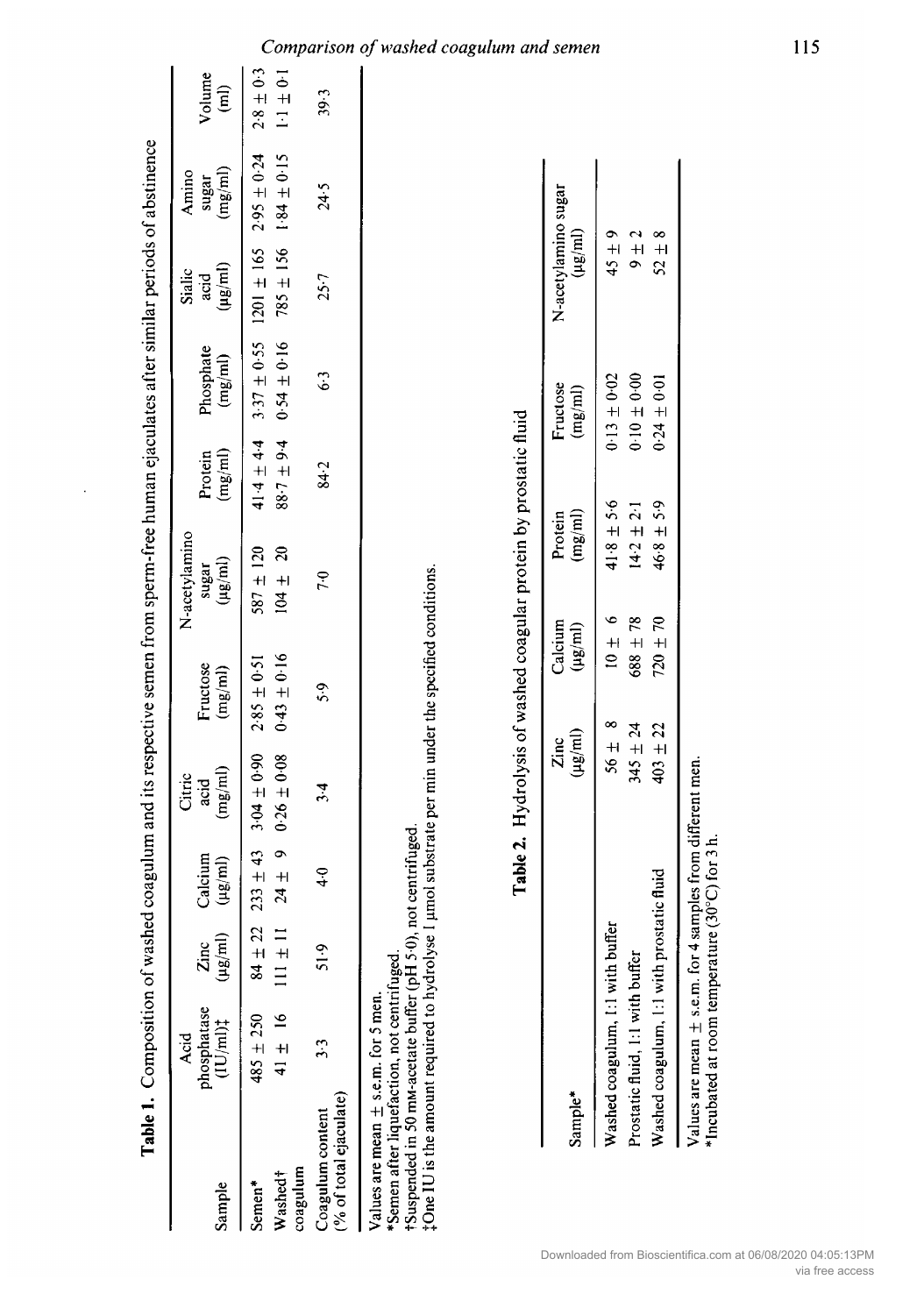**Table 1.** Composition of washed coagulum and its respective semen from sperm-free human ejaculates after similar periods of abstinence

| Sample | Acid phosphatase (IU/ml)‡ | Zinc (μg/ml) | Calcium (μg/ml) | Citric acid (mg/ml) | Fructose (mg/ml) | N-acetylamino sugar (μg/ml) | Protein (mg/ml) | Phosphate (mg/ml) | Sialic acid (μg/ml) | Amino sugar (mg/ml) | Volume (ml) |
|---|---|---|---|---|---|---|---|---|---|---|---|
| Semen* | 485 ± 250 | 84 ± 22 | 233 ± 43 | 3·04 ± 0·90 | 2·85 ± 0·51 | 587 ± 120 | 41·4 ± 4·4 | 3·37 ± 0·55 | 1201 ± 165 | 2·95 ± 0·24 | 2·8 ± 0·3 |
| Washed† coagulum | 41 ± 16 | 111 ± 11 | 24 ± 9 | 0·26 ± 0·08 | 0·43 ± 0·16 | 104 ± 20 | 88·7 ± 9·4 | 0·54 ± 0·16 | 785 ± 156 | 1·84 ± 0·15 | 1·1 ± 0·1 |
| Coagulum content (% of total ejaculate) | 3·3 | 51·9 | 4·0 | 3·4 | 5·9 | 7·0 | 84·2 | 6·3 | 25·7 | 24·5 | 39·3 |

Values are mean ± s.e.m. for 5 men.
*Semen after liquefaction, not centrifuged.
†Suspended in 50 mM-acetate buffer (pH 5·0), not centrifuged.
‡One IU is the amount required to hydrolyse 1 μmol substrate per min under the specified conditions.

**Table 2.** Hydrolysis of washed coagular protein by prostatic fluid

| Sample* | Zinc (μg/ml) | Calcium (μg/ml) | Protein (mg/ml) | Fructose (mg/ml) | N-acetylamino sugar (μg/ml) |
|---|---|---|---|---|---|
| Washed coagulum, 1:1 with buffer | 56 ± 8 | 10 ± 6 | 41·8 ± 5·6 | 0·13 ± 0·02 | 45 ± 9 |
| Prostatic fluid, 1:1 with buffer | 345 ± 24 | 688 ± 78 | 14·2 ± 2·1 | 0·10 ± 0·00 | 9 ± 2 |
| Washed coagulum, 1:1 with prostatic fluid | 403 ± 22 | 720 ± 70 | 46·8 ± 5·9 | 0·24 ± 0·01 | 52 ± 8 |

Values are mean ± s.e.m. for 4 samples from different men.
*Incubated at room temperature (30°C) for 3 h.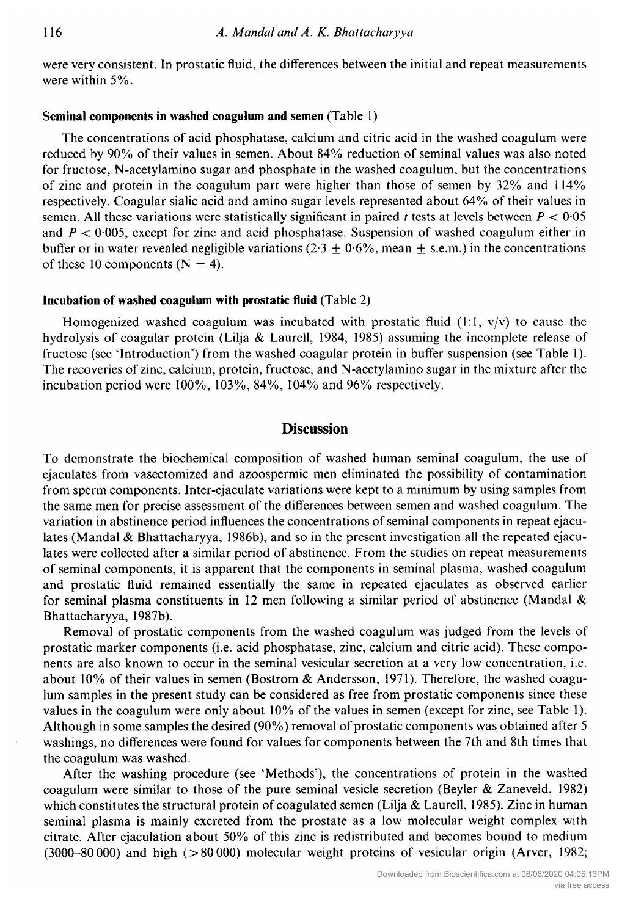were very consistent. In prostatic fluid, the differences between the initial and repeat measurements were within 5%.

### Seminal components in washed coagulum and semen (Table 1)

The concentrations of acid phosphatase, calcium and citric acid in the washed coagulum were reduced by 90% of their values in semen. About 84% reduction of seminal values was also noted for fructose, N-acetylamino sugar and phosphate in the washed coagulum, but the concentrations of zinc and protein in the coagulum part were higher than those of semen by 32% and 114% respectively. Coagular sialic acid and amino sugar levels represented about 64% of their values in semen. All these variations were statistically significant in paired *t* tests at levels between $P < 0.05$ and $P < 0.005$, except for zinc and acid phosphatase. Suspension of washed coagulum either in buffer or in water revealed negligible variations ($2.3 \pm 0.6\%$, mean $\pm$ s.e.m.) in the concentrations of these 10 components ($N = 4$).

### Incubation of washed coagulum with prostatic fluid (Table 2)

Homogenized washed coagulum was incubated with prostatic fluid (1:1, v/v) to cause the hydrolysis of coagular protein (Lilja & Laurell, 1984, 1985) assuming the incomplete release of fructose (see 'Introduction') from the washed coagular protein in buffer suspension (see Table 1). The recoveries of zinc, calcium, protein, fructose, and N-acetylamino sugar in the mixture after the incubation period were 100%, 103%, 84%, 104% and 96% respectively.

## Discussion

To demonstrate the biochemical composition of washed human seminal coagulum, the use of ejaculates from vasectomized and azoospermic men eliminated the possibility of contamination from sperm components. Inter-ejaculate variations were kept to a minimum by using samples from the same men for precise assessment of the differences between semen and washed coagulum. The variation in abstinence period influences the concentrations of seminal components in repeat ejaculates (Mandal & Bhattacharyya, 1986b), and so in the present investigation all the repeated ejaculates were collected after a similar period of abstinence. From the studies on repeat measurements of seminal components, it is apparent that the components in seminal plasma, washed coagulum and prostatic fluid remained essentially the same in repeated ejaculates as observed earlier for seminal plasma constituents in 12 men following a similar period of abstinence (Mandal & Bhattacharyya, 1987b).

Removal of prostatic components from the washed coagulum was judged from the levels of prostatic marker components (i.e. acid phosphatase, zinc, calcium and citric acid). These components are also known to occur in the seminal vesicular secretion at a very low concentration, i.e. about 10% of their values in semen (Bostrom & Andersson, 1971). Therefore, the washed coagulum samples in the present study can be considered as free from prostatic components since these values in the coagulum were only about 10% of the values in semen (except for zinc, see Table 1). Although in some samples the desired (90%) removal of prostatic components was obtained after 5 washings, no differences were found for values for components between the 7th and 8th times that the coagulum was washed.

After the washing procedure (see 'Methods'), the concentrations of protein in the washed coagulum were similar to those of the pure seminal vesicle secretion (Beyler & Zaneveld, 1982) which constitutes the structural protein of coagulated semen (Lilja & Laurell, 1985). Zinc in human seminal plasma is mainly excreted from the prostate as a low molecular weight complex with citrate. After ejaculation about 50% of this zinc is redistributed and becomes bound to medium (3000–80 000) and high (>80 000) molecular weight proteins of vesicular origin (Arver, 1982;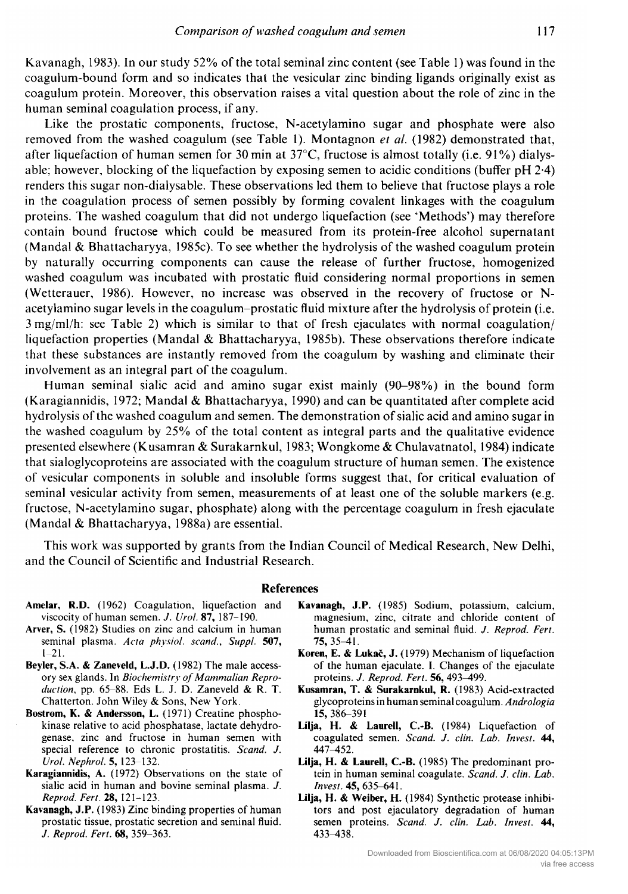Kavanagh, 1983). In our study 52% of the total seminal zinc content (see Table 1) was found in the coagulum-bound form and so indicates that the vesicular zinc binding ligands originally exist as coagulum protein. Moreover, this observation raises a vital question about the role of zinc in the human seminal coagulation process, if any.

Like the prostatic components, fructose, N-acetylamino sugar and phosphate were also removed from the washed coagulum (see Table 1). Montagnon *et al.* (1982) demonstrated that, after liquefaction of human semen for 30 min at 37°C, fructose is almost totally (i.e. 91%) dialysable; however, blocking of the liquefaction by exposing semen to acidic conditions (buffer pH 2·4) renders this sugar non-dialysable. These observations led them to believe that fructose plays a role in the coagulation process of semen possibly by forming covalent linkages with the coagulum proteins. The washed coagulum that did not undergo liquefaction (see 'Methods') may therefore contain bound fructose which could be measured from its protein-free alcohol supernatant (Mandal & Bhattacharyya, 1985c). To see whether the hydrolysis of the washed coagulum protein by naturally occurring components can cause the release of further fructose, homogenized washed coagulum was incubated with prostatic fluid considering normal proportions in semen (Wetterauer, 1986). However, no increase was observed in the recovery of fructose or N-acetylamino sugar levels in the coagulum–prostatic fluid mixture after the hydrolysis of protein (i.e. 3 mg/ml/h: see Table 2) which is similar to that of fresh ejaculates with normal coagulation/liquefaction properties (Mandal & Bhattacharyya, 1985b). These observations therefore indicate that these substances are instantly removed from the coagulum by washing and eliminate their involvement as an integral part of the coagulum.

Human seminal sialic acid and amino sugar exist mainly (90–98%) in the bound form (Karagiannidis, 1972; Mandal & Bhattacharyya, 1990) and can be quantitated after complete acid hydrolysis of the washed coagulum and semen. The demonstration of sialic acid and amino sugar in the washed coagulum by 25% of the total content as integral parts and the qualitative evidence presented elsewhere (Kusamran & Surakarnkul, 1983; Wongkome & Chulavatnatol, 1984) indicate that sialoglycoproteins are associated with the coagulum structure of human semen. The existence of vesicular components in soluble and insoluble forms suggest that, for critical evaluation of seminal vesicular activity from semen, measurements of at least one of the soluble markers (e.g. fructose, N-acetylamino sugar, phosphate) along with the percentage coagulum in fresh ejaculate (Mandal & Bhattacharyya, 1988a) are essential.

This work was supported by grants from the Indian Council of Medical Research, New Delhi, and the Council of Scientific and Industrial Research.

## References

**Amelar, R.D.** (1962) Coagulation, liquefaction and viscocity of human semen. *J. Urol.* **87,** 187–190.

**Arver, S.** (1982) Studies on zinc and calcium in human seminal plasma. *Acta physiol. scand., Suppl.* **507,** 1–21.

**Beyler, S.A. & Zaneveld, L.J.D.** (1982) The male accessory sex glands. In *Biochemistry of Mammalian Reproduction*, pp. 65–88. Eds L. J. D. Zaneveld & R. T. Chatterton. John Wiley & Sons, New York.

**Bostrom, K. & Andersson, L.** (1971) Creatine phosphokinase relative to acid phosphatase, lactate dehydrogenase, zinc and fructose in human semen with special reference to chronic prostatitis. *Scand. J. Urol. Nephrol.* **5,** 123–132.

**Karagiannidis, A.** (1972) Observations on the state of sialic acid in human and bovine seminal plasma. *J. Reprod. Fert.* **28,** 121–123.

**Kavanagh, J.P.** (1983) Zinc binding properties of human prostatic tissue, prostatic secretion and seminal fluid. *J. Reprod. Fert.* **68,** 359–363.

**Kavanagh, J.P.** (1985) Sodium, potassium, calcium, magnesium, zinc, citrate and chloride content of human prostatic and seminal fluid. *J. Reprod. Fert.* **75,** 35–41.

**Koren, E. & Lukač, J.** (1979) Mechanism of liquefaction of the human ejaculate. I. Changes of the ejaculate proteins. *J. Reprod. Fert.* **56,** 493–499.

**Kusamran, T. & Surakarnkul, R.** (1983) Acid-extracted glycoproteins in human seminal coagulum. *Andrologia* **15,** 386–391

**Lilja, H. & Laurell, C.-B.** (1984) Liquefaction of coagulated semen. *Scand. J. clin. Lab. Invest.* **44,** 447–452.

**Lilja, H. & Laurell, C.-B.** (1985) The predominant protein in human seminal coagulate. *Scand. J. clin. Lab. Invest.* **45,** 635–641.

**Lilja, H. & Weiber, H.** (1984) Synthetic protease inhibitors and post ejaculatory degradation of human semen proteins. *Scand. J. clin. Lab. Invest.* **44,** 433–438.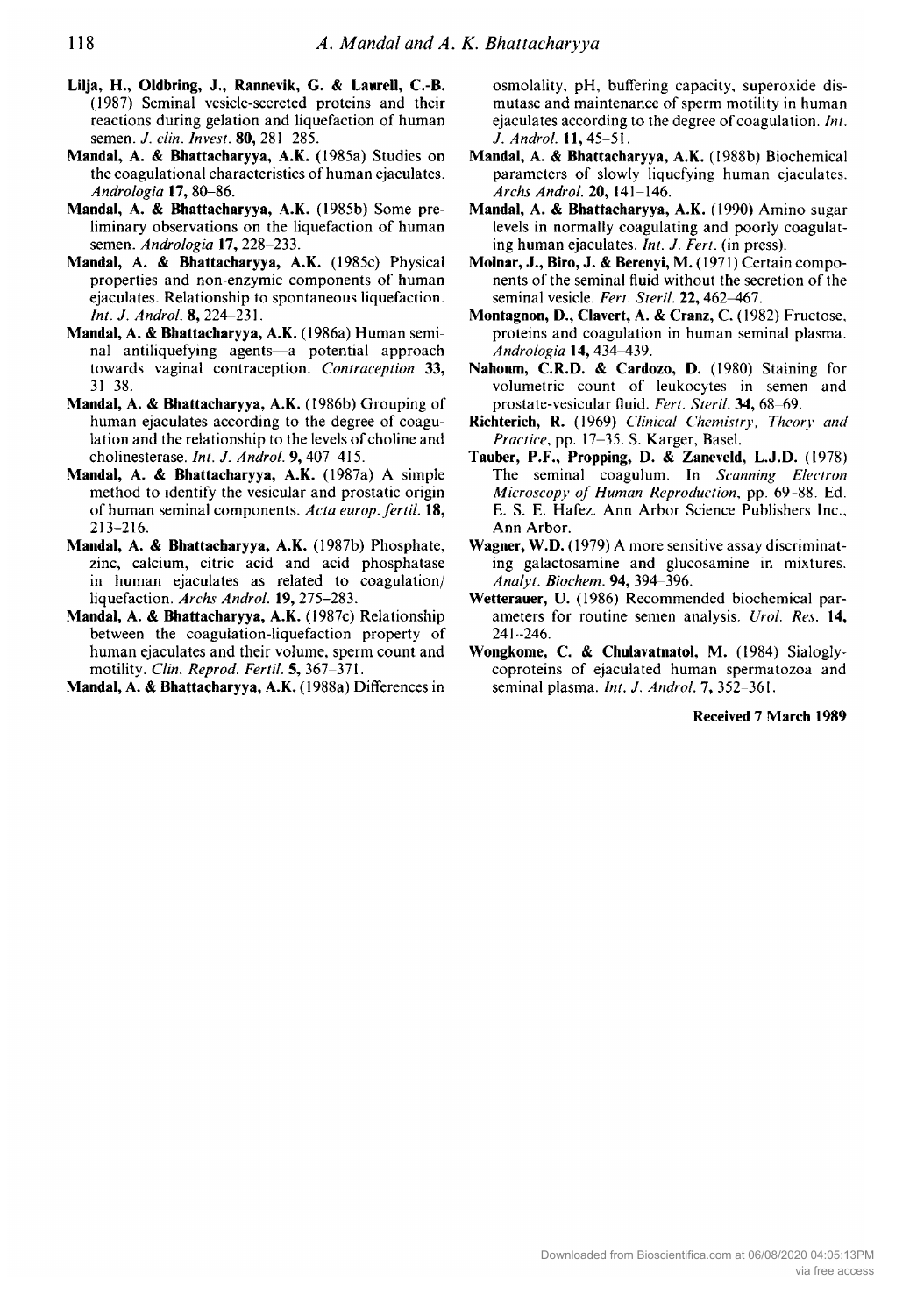**Lilja, H., Oldbring, J., Rannevik, G. & Laurell, C.-B.** (1987) Seminal vesicle-secreted proteins and their reactions during gelation and liquefaction of human semen. *J. clin. Invest.* **80,** 281–285.

**Mandal, A. & Bhattacharyya, A.K.** (1985a) Studies on the coagulational characteristics of human ejaculates. *Andrologia* **17,** 80–86.

**Mandal, A. & Bhattacharyya, A.K.** (1985b) Some preliminary observations on the liquefaction of human semen. *Andrologia* **17,** 228–233.

**Mandal, A. & Bhattacharyya, A.K.** (1985c) Physical properties and non-enzymic components of human ejaculates. Relationship to spontaneous liquefaction. *Int. J. Androl.* **8,** 224–231.

**Mandal, A. & Bhattacharyya, A.K.** (1986a) Human seminal antiliquefying agents—a potential approach towards vaginal contraception. *Contraception* **33,** 31–38.

**Mandal, A. & Bhattacharyya, A.K.** (1986b) Grouping of human ejaculates according to the degree of coagulation and the relationship to the levels of choline and cholinesterase. *Int. J. Androl.* **9,** 407–415.

**Mandal, A. & Bhattacharyya, A.K.** (1987a) A simple method to identify the vesicular and prostatic origin of human seminal components. *Acta europ. fertil.* **18,** 213–216.

**Mandal, A. & Bhattacharyya, A.K.** (1987b) Phosphate, zinc, calcium, citric acid and acid phosphatase in human ejaculates as related to coagulation/liquefaction. *Archs Androl.* **19,** 275–283.

**Mandal, A. & Bhattacharyya, A.K.** (1987c) Relationship between the coagulation-liquefaction property of human ejaculates and their volume, sperm count and motility. *Clin. Reprod. Fertil.* **5,** 367–371.

**Mandal, A. & Bhattacharyya, A.K.** (1988a) Differences in osmolality, pH, buffering capacity, superoxide dismutase and maintenance of sperm motility in human ejaculates according to the degree of coagulation. *Int. J. Androl.* **11,** 45–51.

**Mandal, A. & Bhattacharyya, A.K.** (1988b) Biochemical parameters of slowly liquefying human ejaculates. *Archs Androl.* **20,** 141–146.

**Mandal, A. & Bhattacharyya, A.K.** (1990) Amino sugar levels in normally coagulating and poorly coagulating human ejaculates. *Int. J. Fert.* (in press).

**Molnar, J., Biro, J. & Berenyi, M.** (1971) Certain components of the seminal fluid without the secretion of the seminal vesicle. *Fert. Steril.* **22,** 462–467.

**Montagnon, D., Clavert, A. & Cranz, C.** (1982) Fructose, proteins and coagulation in human seminal plasma. *Andrologia* **14,** 434–439.

**Nahoum, C.R.D. & Cardozo, D.** (1980) Staining for volumetric count of leukocytes in semen and prostate-vesicular fluid. *Fert. Steril.* **34,** 68–69.

**Richterich, R.** (1969) *Clinical Chemistry, Theory and Practice*, pp. 17–35. S. Karger, Basel.

**Tauber, P.F., Propping, D. & Zaneveld, L.J.D.** (1978) The seminal coagulum. In *Scanning Electron Microscopy of Human Reproduction*, pp. 69–88. Ed. E. S. E. Hafez. Ann Arbor Science Publishers Inc., Ann Arbor.

**Wagner, W.D.** (1979) A more sensitive assay discriminating galactosamine and glucosamine in mixtures. *Analyt. Biochem.* **94,** 394–396.

**Wetterauer, U.** (1986) Recommended biochemical parameters for routine semen analysis. *Urol. Res.* **14,** 241–246.

**Wongkome, C. & Chulavatnatol, M.** (1984) Sialoglycoproteins of ejaculated human spermatozoa and seminal plasma. *Int. J. Androl.* **7,** 352–361.

**Received 7 March 1989**